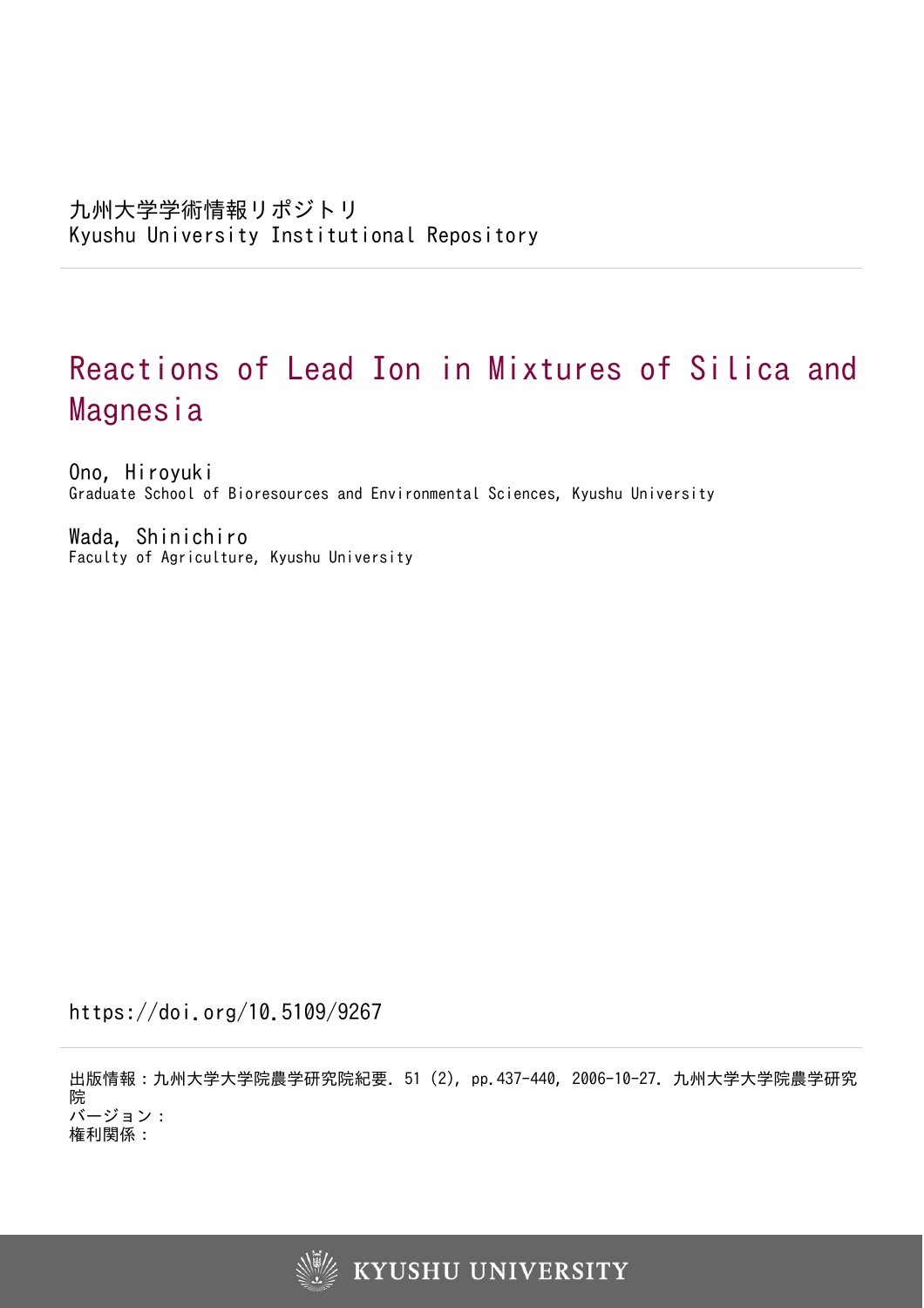九州大学学術情報リポジトリ
Kyushu University Institutional Repository

# Reactions of Lead Ion in Mixtures of Silica and Magnesia

Ono, Hiroyuki
Graduate School of Bioresources and Environmental Sciences, Kyushu University

Wada, Shinichiro
Faculty of Agriculture, Kyushu University

https://doi.org/10.5109/9267

出版情報：九州大学大学院農学研究院紀要. 51 (2), pp.437-440, 2006-10-27. 九州大学大学院農学研究院
バージョン：
権利関係：

KYUSHU UNIVERSITY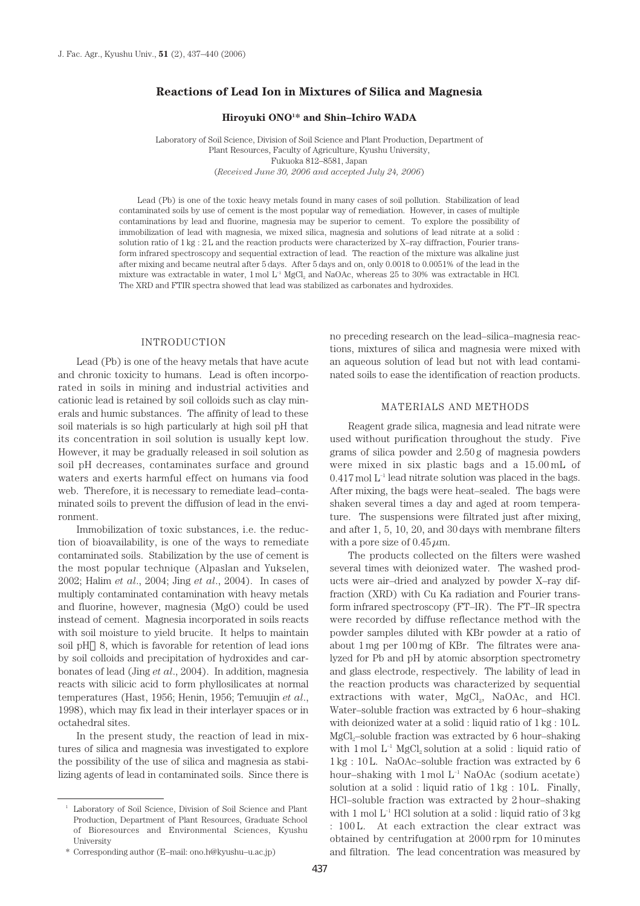# Reactions of Lead Ion in Mixtures of Silica and Magnesia

**Hiroyuki ONO[1]* and Shin–Ichiro WADA**

Laboratory of Soil Science, Division of Soil Science and Plant Production, Department of Plant Resources, Faculty of Agriculture, Kyushu University, Fukuoka 812–8581, Japan
(*Received June 30, 2006 and accepted July 24, 2006*)

Lead (Pb) is one of the toxic heavy metals found in many cases of soil pollution. Stabilization of lead contaminated soils by use of cement is the most popular way of remediation. However, in cases of multiple contaminations by lead and fluorine, magnesia may be superior to cement. To explore the possibility of immobilization of lead with magnesia, we mixed silica, magnesia and solutions of lead nitrate at a solid : solution ratio of 1 kg : 2 L and the reaction products were characterized by X–ray diffraction, Fourier transform infrared spectroscopy and sequential extraction of lead. The reaction of the mixture was alkaline just after mixing and became neutral after 5 days. After 5 days and on, only 0.0018 to 0.0051% of the lead in the mixture was extractable in water, 1 mol $L^{-1}$ $MgCl_2$ and NaOAc, whereas 25 to 30% was extractable in HCl. The XRD and FTIR spectra showed that lead was stabilized as carbonates and hydroxides.

## INTRODUCTION

Lead (Pb) is one of the heavy metals that have acute and chronic toxicity to humans. Lead is often incorporated in soils in mining and industrial activities and cationic lead is retained by soil colloids such as clay minerals and humic substances. The affinity of lead to these soil materials is so high particularly at high soil pH that its concentration in soil solution is usually kept low. However, it may be gradually released in soil solution as soil pH decreases, contaminates surface and ground waters and exerts harmful effect on humans via food web. Therefore, it is necessary to remediate lead–contaminated soils to prevent the diffusion of lead in the environment.

Immobilization of toxic substances, i.e. the reduction of bioavailability, is one of the ways to remediate contaminated soils. Stabilization by the use of cement is the most popular technique (Alpaslan and Yukselen, 2002; Halim *et al.*, 2004; Jing *et al.*, 2004). In cases of multiply contaminated contamination with heavy metals and fluorine, however, magnesia (MgO) could be used instead of cement. Magnesia incorporated in soils reacts with soil moisture to yield brucite. It helps to maintain soil pH〜8, which is favorable for retention of lead ions by soil colloids and precipitation of hydroxides and carbonates of lead (Jing *et al.*, 2004). In addition, magnesia reacts with silicic acid to form phyllosilicates at normal temperatures (Hast, 1956; Henin, 1956; Temuujin *et al.*, 1998), which may fix lead in their interlayer spaces or in octahedral sites.

In the present study, the reaction of lead in mixtures of silica and magnesia was investigated to explore the possibility of the use of silica and magnesia as stabilizing agents of lead in contaminated soils. Since there is no preceding research on the lead–silica–magnesia reactions, mixtures of silica and magnesia were mixed with an aqueous solution of lead but not with lead contaminated soils to ease the identification of reaction products.

## MATERIALS AND METHODS

Reagent grade silica, magnesia and lead nitrate were used without purification throughout the study. Five grams of silica powder and 2.50 g of magnesia powders were mixed in six plastic bags and a 15.00 mL of 0.417 mol $L^{-1}$ lead nitrate solution was placed in the bags. After mixing, the bags were heat–sealed. The bags were shaken several times a day and aged at room temperature. The suspensions were filtrated just after mixing, and after 1, 5, 10, 20, and 30 days with membrane filters with a pore size of 0.45 $\mu$m.

The products collected on the filters were washed several times with deionized water. The washed products were air–dried and analyzed by powder X–ray diffraction (XRD) with Cu Ka radiation and Fourier transform infrared spectroscopy (FT–IR). The FT–IR spectra were recorded by diffuse reflectance method with the powder samples diluted with KBr powder at a ratio of about 1 mg per 100 mg of KBr. The filtrates were analyzed for Pb and pH by atomic absorption spectrometry and glass electrode, respectively. The lability of lead in the reaction products was characterized by sequential extractions with water, $MgCl_2$, NaOAc, and HCl. Water–soluble fraction was extracted by 6 hour–shaking with deionized water at a solid : liquid ratio of 1 kg : 10 L. $MgCl_2$–soluble fraction was extracted by 6 hour–shaking with 1 mol $L^{-1}$ $MgCl_2$ solution at a solid : liquid ratio of 1 kg : 10 L. NaOAc–soluble fraction was extracted by 6 hour–shaking with 1 mol $L^{-1}$ NaOAc (sodium acetate) solution at a solid : liquid ratio of 1 kg : 10 L. Finally, HCl–soluble fraction was extracted by 2 hour–shaking with 1 mol $L^{-1}$ HCl solution at a solid : liquid ratio of 3 kg : 100 L. At each extraction the clear extract was obtained by centrifugation at 2000 rpm for 10 minutes and filtration. The lead concentration was measured by

---

[1] Laboratory of Soil Science, Division of Soil Science and Plant Production, Department of Plant Resources, Graduate School of Bioresources and Environmental Sciences, Kyushu University

\* Corresponding author (E–mail: ono.h@kyushu–u.ac.jp)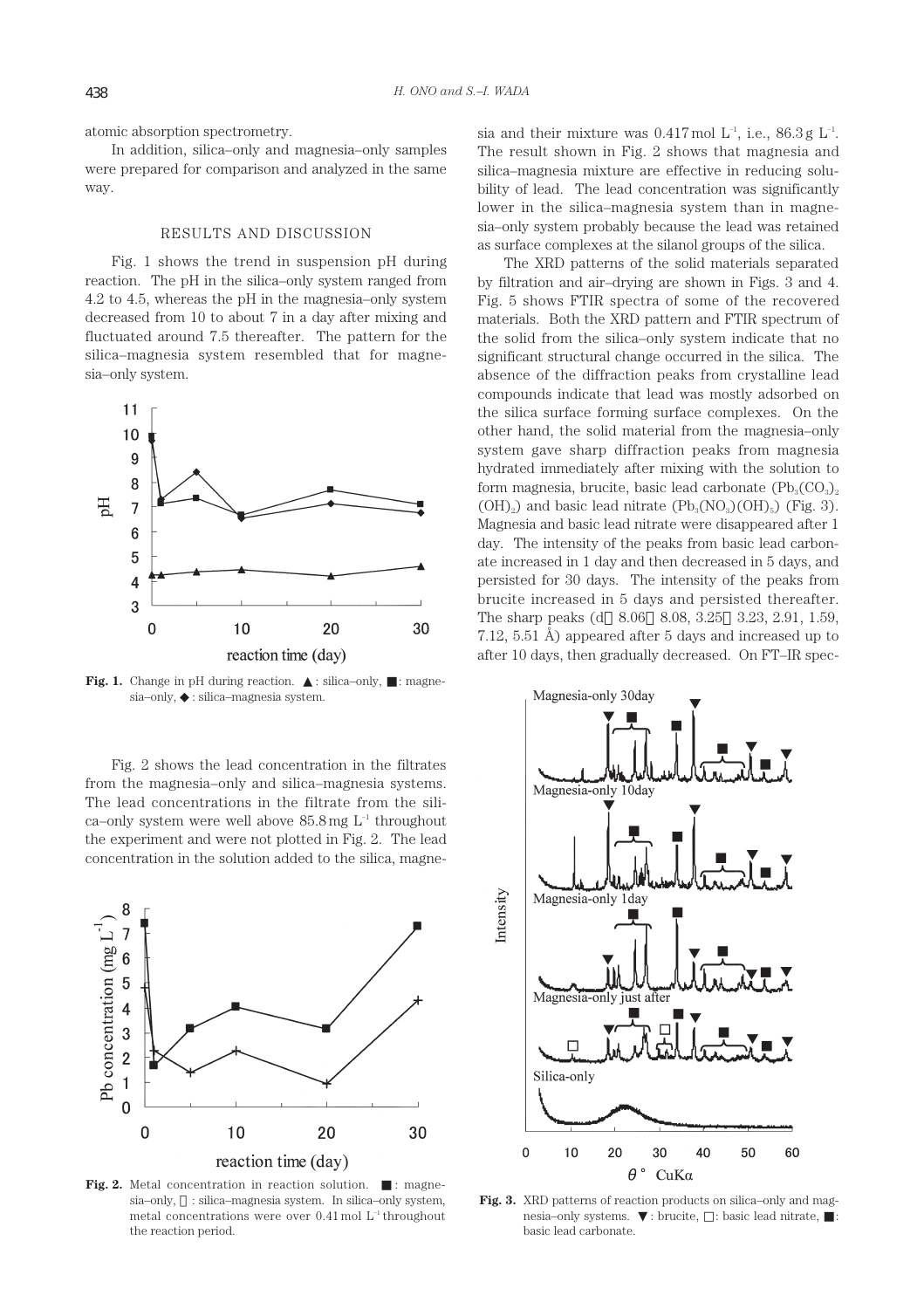atomic absorption spectrometry.

In addition, silica–only and magnesia–only samples were prepared for comparison and analyzed in the same way.

## RESULTS AND DISCUSSION

Fig. 1 shows the trend in suspension pH during reaction. The pH in the silica–only system ranged from 4.2 to 4.5, whereas the pH in the magnesia–only system decreased from 10 to about 7 in a day after mixing and fluctuated around 7.5 thereafter. The pattern for the silica–magnesia system resembled that for magnesia–only system.

**Fig. 1.** Change in pH during reaction. ▲: silica–only, ■: magnesia–only, ◆: silica–magnesia system.

Fig. 2 shows the lead concentration in the filtrates from the magnesia–only and silica–magnesia systems. The lead concentrations in the filtrate from the silica–only system were well above 85.8 mg $L^{-1}$ throughout the experiment and were not plotted in Fig. 2. The lead concentration in the solution added to the silica, magnesia and their mixture was 0.417 mol $L^{-1}$, i.e., 86.3 g $L^{-1}$. The result shown in Fig. 2 shows that magnesia and silica–magnesia mixture are effective in reducing solubility of lead. The lead concentration was significantly lower in the silica–magnesia system than in magnesia–only system probably because the lead was retained as surface complexes at the silanol groups of the silica.

**Fig. 2.** Metal concentration in reaction solution. ■: magnesia–only, +: silica–magnesia system. In silica–only system, metal concentrations were over 0.41 mol $L^{-1}$ throughout the reaction period.

The XRD patterns of the solid materials separated by filtration and air–drying are shown in Figs. 3 and 4. Fig. 5 shows FTIR spectra of some of the recovered materials. Both the XRD pattern and FTIR spectrum of the solid from the silica–only system indicate that no significant structural change occurred in the silica. The absence of the diffraction peaks from crystalline lead compounds indicate that lead was mostly adsorbed on the silica surface forming surface complexes. On the other hand, the solid material from the magnesia–only system gave sharp diffraction peaks from magnesia hydrated immediately after mixing with the solution to form magnesia, brucite, basic lead carbonate ($Pb_3(CO_3)_2(OH)_2$) and basic lead nitrate ($Pb_3(NO_3)(OH)_5$) (Fig. 3). Magnesia and basic lead nitrate were disappeared after 1 day. The intensity of the peaks from basic lead carbonate increased in 1 day and then decreased in 5 days, and persisted for 30 days. The intensity of the peaks from brucite increased in 5 days and persisted thereafter. The sharp peaks (d：8.06～8.08, 3.25～3.23, 2.91, 1.59, 7.12, 5.51 Å) appeared after 5 days and increased up to after 10 days, then gradually decreased. On FT–IR spec-

**Fig. 3.** XRD patterns of reaction products on silica–only and magnesia–only systems. ▼: brucite, □: basic lead nitrate, ■: basic lead carbonate.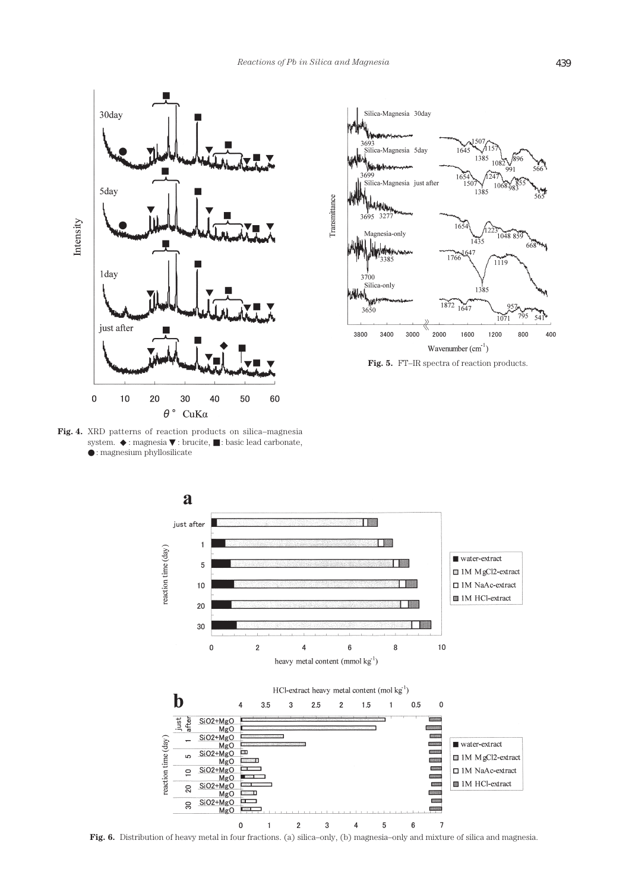Fig. 4. XRD patterns of reaction products on silica–magnesia system. ◆ : magnesia ▼ : brucite, ■ : basic lead carbonate, ● : magnesium phyllosilicate

Fig. 5. FT–IR spectra of reaction products.

Fig. 6. Distribution of heavy metal in four fractions. (a) silica–only, (b) magnesia–only and mixture of silica and magnesia.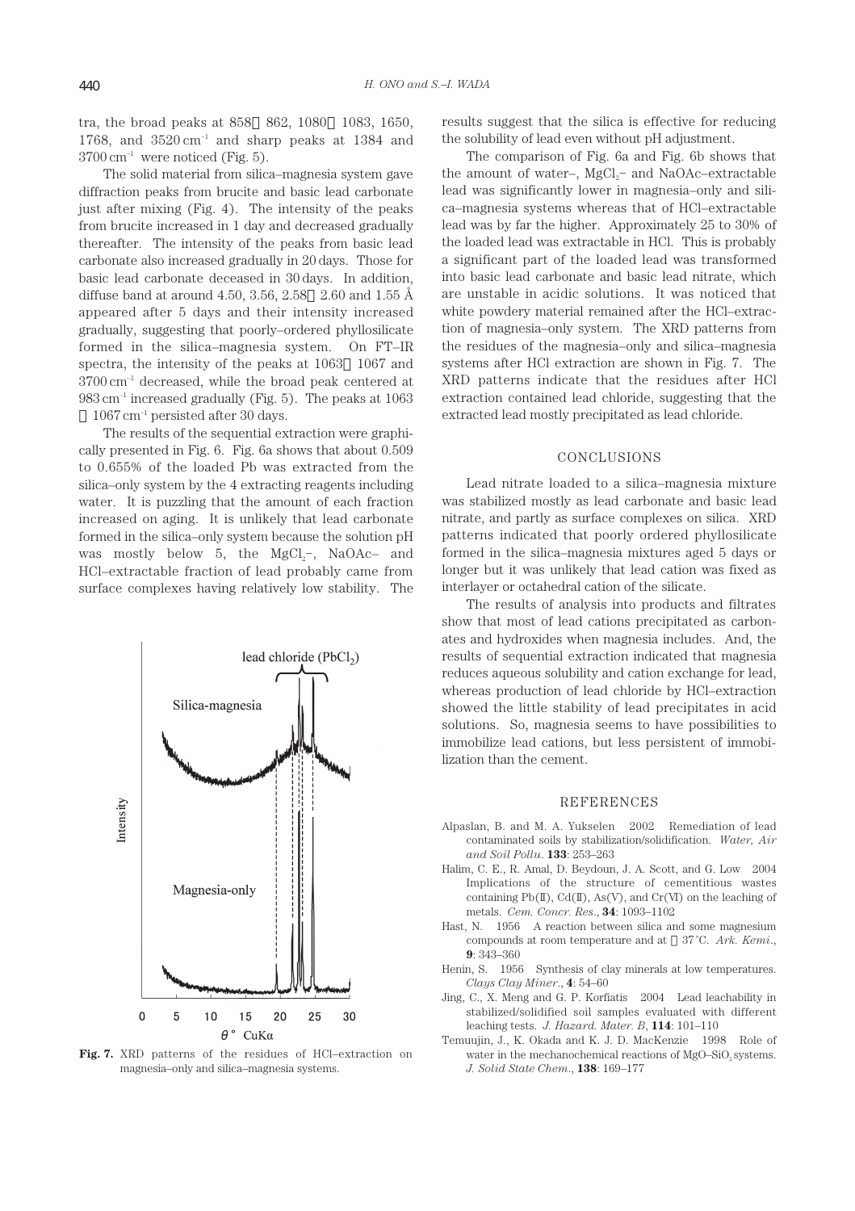tra, the broad peaks at 858–862, 1080–1083, 1650, 1768, and 3520 $cm^{-1}$ and sharp peaks at 1384 and 3700 $cm^{-1}$ were noticed (Fig. 5).

The solid material from silica–magnesia system gave diffraction peaks from brucite and basic lead carbonate just after mixing (Fig. 4). The intensity of the peaks from brucite increased in 1 day and decreased gradually thereafter. The intensity of the peaks from basic lead carbonate also increased gradually in 20 days. Those for basic lead carbonate deceased in 30 days. In addition, diffuse band at around 4.50, 3.56, 2.58–2.60 and 1.55 Å appeared after 5 days and their intensity increased gradually, suggesting that poorly–ordered phyllosilicate formed in the silica–magnesia system. On FT–IR spectra, the intensity of the peaks at 1063–1067 and 3700 $cm^{-1}$ decreased, while the broad peak centered at 983 $cm^{-1}$ increased gradually (Fig. 5). The peaks at 1063–1067 $cm^{-1}$ persisted after 30 days.

The results of the sequential extraction were graphically presented in Fig. 6. Fig. 6a shows that about 0.509 to 0.655% of the loaded Pb was extracted from the silica–only system by the 4 extracting reagents including water. It is puzzling that the amount of each fraction increased on aging. It is unlikely that lead carbonate formed in the silica–only system because the solution pH was mostly below 5, the $MgCl_2$–, NaOAc– and HCl–extractable fraction of lead probably came from surface complexes having relatively low stability. The results suggest that the silica is effective for reducing the solubility of lead even without pH adjustment.

The comparison of Fig. 6a and Fig. 6b shows that the amount of water–, $MgCl_2$– and NaOAc–extractable lead was significantly lower in magnesia–only and silica–magnesia systems whereas that of HCl–extractable lead was by far the higher. Approximately 25 to 30% of the loaded lead was extractable in HCl. This is probably a significant part of the loaded lead was transformed into basic lead carbonate and basic lead nitrate, which are unstable in acidic solutions. It was noticed that white powdery material remained after the HCl–extraction of magnesia–only system. The XRD patterns from the residues of the magnesia–only and silica–magnesia systems after HCl extraction are shown in Fig. 7. The XRD patterns indicate that the residues after HCl extraction contained lead chloride, suggesting that the extracted lead mostly precipitated as lead chloride.

lead chloride ($PbCl_2$)

Silica-magnesia

Intensity

Magnesia-only

0 5 10 15 20 25 30

$\theta$° CuKα

**Fig. 7.** XRD patterns of the residues of HCl–extraction on magnesia–only and silica–magnesia systems.

## CONCLUSIONS

Lead nitrate loaded to a silica–magnesia mixture was stabilized mostly as lead carbonate and basic lead nitrate, and partly as surface complexes on silica. XRD patterns indicated that poorly ordered phyllosilicate formed in the silica–magnesia mixtures aged 5 days or longer but it was unlikely that lead cation was fixed as interlayer or octahedral cation of the silicate.

The results of analysis into products and filtrates show that most of lead cations precipitated as carbonates and hydroxides when magnesia includes. And, the results of sequential extraction indicated that magnesia reduces aqueous solubility and cation exchange for lead, whereas production of lead chloride by HCl–extraction showed the little stability of lead precipitates in acid solutions. So, magnesia seems to have possibilities to immobilize lead cations, but less persistent of immobilization than the cement.

## REFERENCES

Alpaslan, B. and M. A. Yukselen 2002 Remediation of lead contaminated soils by stabilization/solidification. *Water, Air and Soil Pollu.* **133**: 253–263

Halim, C. E., R. Amal, D. Beydoun, J. A. Scott, and G. Low 2004 Implications of the structure of cementitious wastes containing Pb(II), Cd(II), As(V), and Cr(VI) on the leaching of metals. *Cem. Concr. Res.*, **34**: 1093–1102

Hast, N. 1956 A reaction between silica and some magnesium compounds at room temperature and at −37°C. *Ark. Kemi.*, **9**: 343–360

Henin, S. 1956 Synthesis of clay minerals at low temperatures. *Clays Clay Miner.*, **4**: 54–60

Jing, C., X. Meng and G. P. Korfiatis 2004 Lead leachability in stabilized/solidified soil samples evaluated with different leaching tests. *J. Hazard. Mater. B*, **114**: 101–110

Temuujin, J., K. Okada and K. J. D. MacKenzie 1998 Role of water in the mechanochemical reactions of MgO–$SiO_2$ systems. *J. Solid State Chem.*, **138**: 169–177